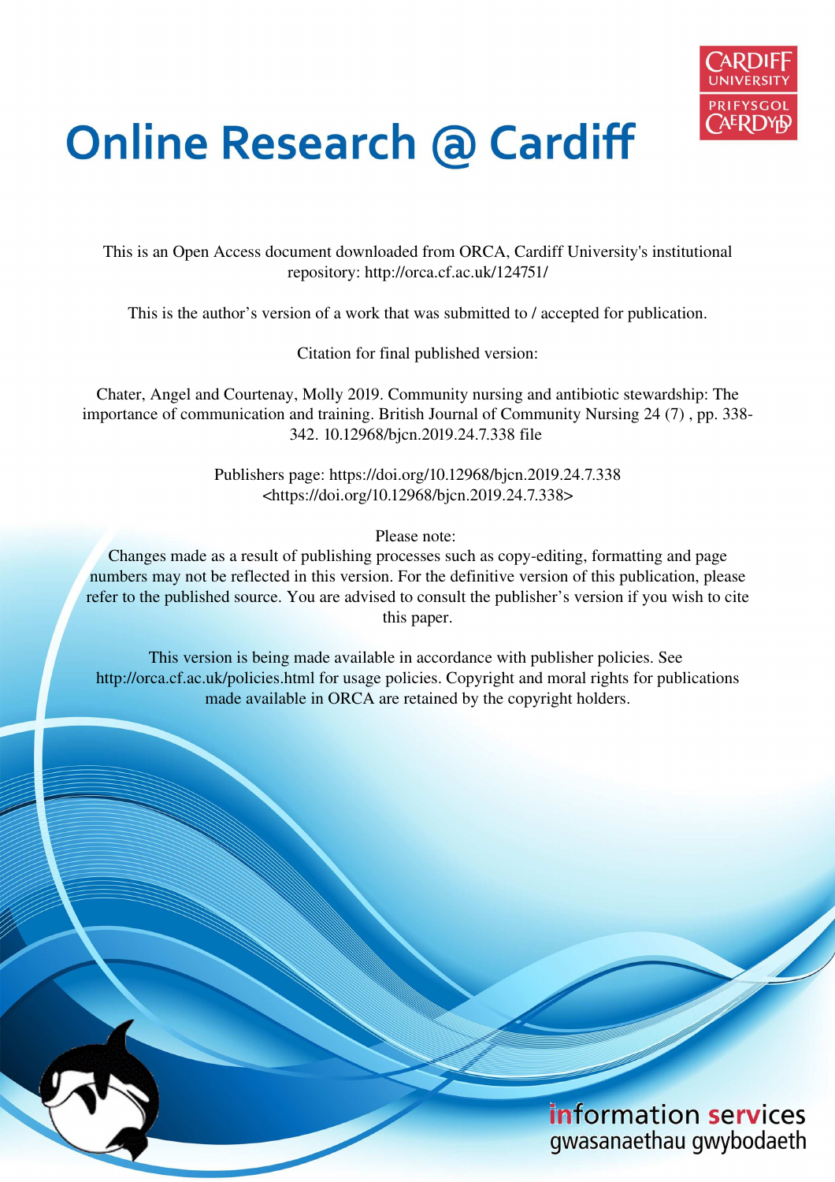# Online Research @ Cardiff

This is an Open Access document downloaded from ORCA, Cardiff University's institutional repository: http://orca.cf.ac.uk/124751/

This is the author's version of a work that was submitted to / accepted for publication.

Citation for final published version:

Chater, Angel and Courtenay, Molly 2019. Community nursing and antibiotic stewardship: The importance of communication and training. British Journal of Community Nursing 24 (7) , pp. 338-342. 10.12968/bjcn.2019.24.7.338 file

Publishers page: https://doi.org/10.12968/bjcn.2019.24.7.338 <https://doi.org/10.12968/bjcn.2019.24.7.338>

Please note:
Changes made as a result of publishing processes such as copy-editing, formatting and page numbers may not be reflected in this version. For the definitive version of this publication, please refer to the published source. You are advised to consult the publisher's version if you wish to cite this paper.

This version is being made available in accordance with publisher policies. See http://orca.cf.ac.uk/policies.html for usage policies. Copyright and moral rights for publications made available in ORCA are retained by the copyright holders.

information services
gwasanaethau gwybodaeth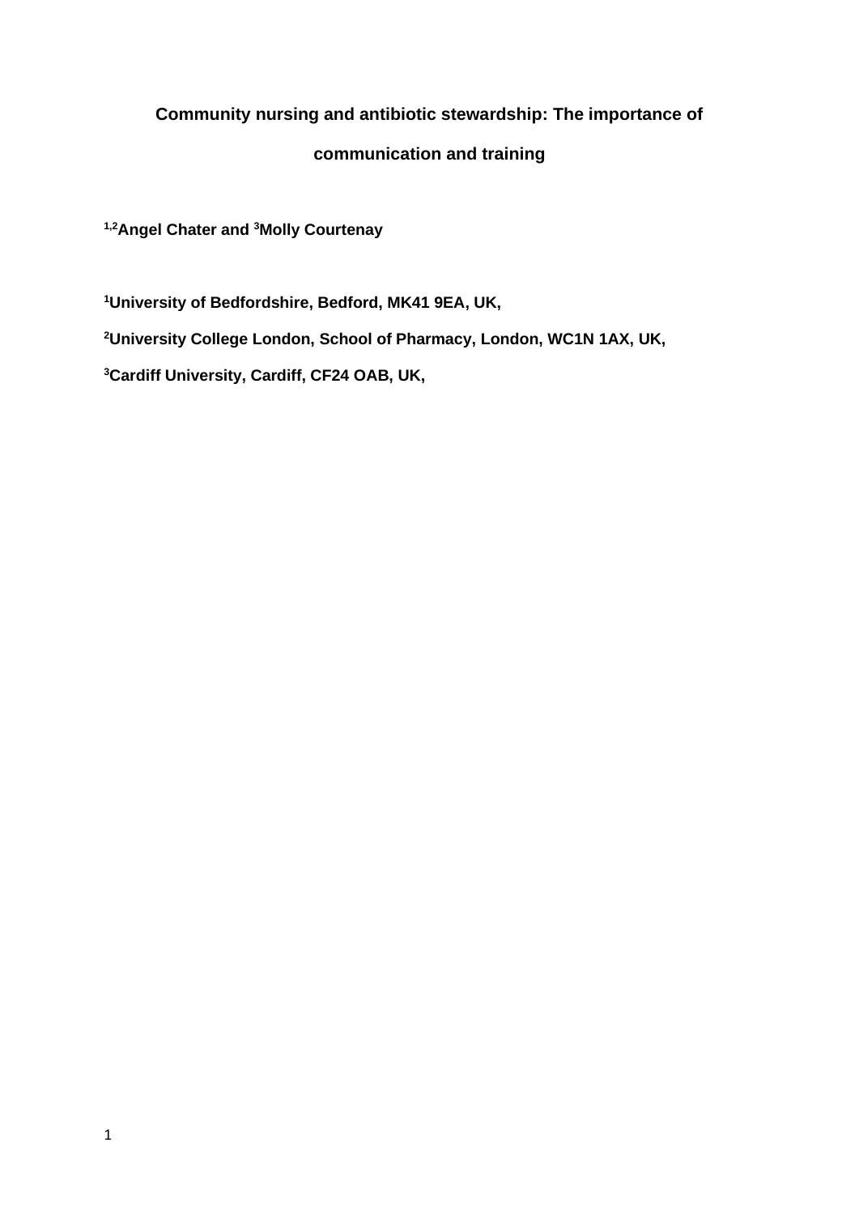# Community nursing and antibiotic stewardship: The importance of communication and training

**[1,2]Angel Chater and [3]Molly Courtenay**

**[1]University of Bedfordshire, Bedford, MK41 9EA, UK,**

**[2]University College London, School of Pharmacy, London, WC1N 1AX, UK,**

**[3]Cardiff University, Cardiff, CF24 OAB, UK,**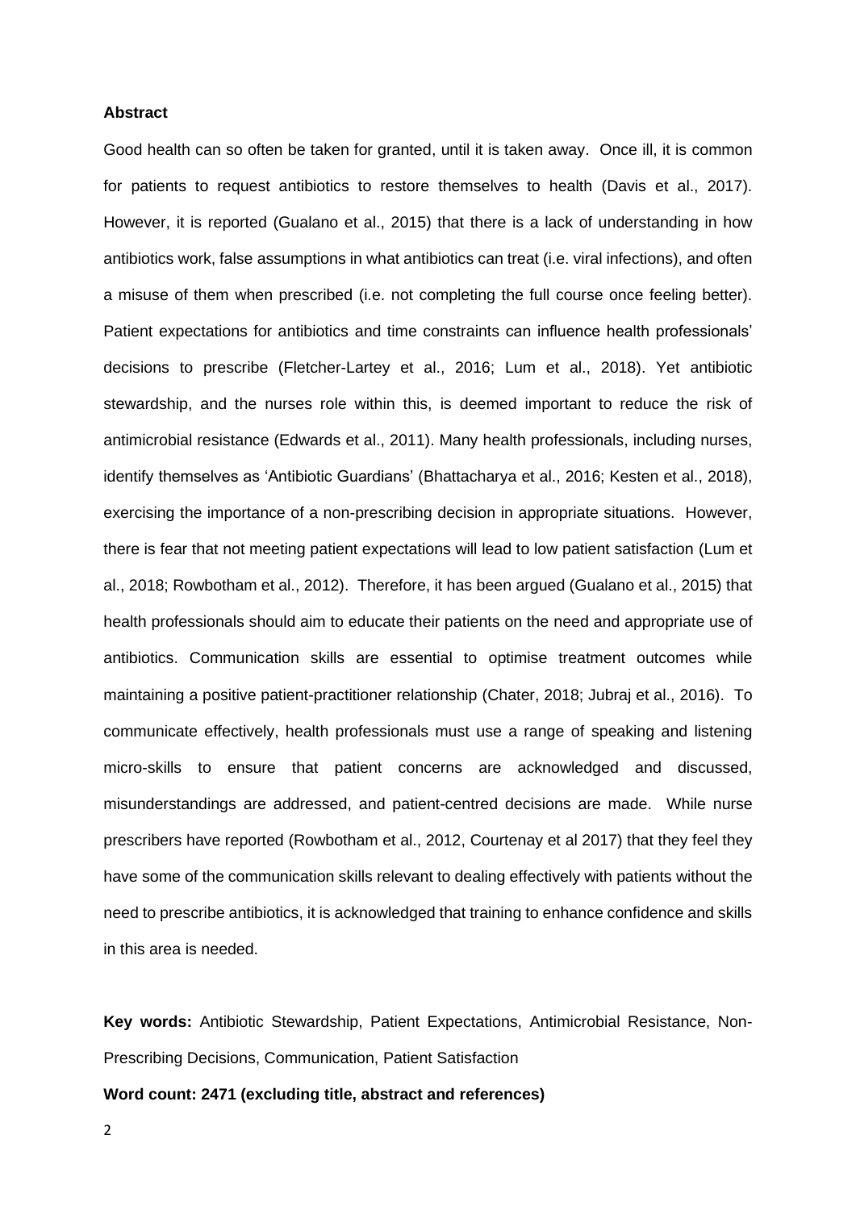**Abstract**

Good health can so often be taken for granted, until it is taken away. Once ill, it is common for patients to request antibiotics to restore themselves to health (Davis et al., 2017). However, it is reported (Gualano et al., 2015) that there is a lack of understanding in how antibiotics work, false assumptions in what antibiotics can treat (i.e. viral infections), and often a misuse of them when prescribed (i.e. not completing the full course once feeling better). Patient expectations for antibiotics and time constraints can influence health professionals' decisions to prescribe (Fletcher-Lartey et al., 2016; Lum et al., 2018). Yet antibiotic stewardship, and the nurses role within this, is deemed important to reduce the risk of antimicrobial resistance (Edwards et al., 2011). Many health professionals, including nurses, identify themselves as 'Antibiotic Guardians' (Bhattacharya et al., 2016; Kesten et al., 2018), exercising the importance of a non-prescribing decision in appropriate situations. However, there is fear that not meeting patient expectations will lead to low patient satisfaction (Lum et al., 2018; Rowbotham et al., 2012). Therefore, it has been argued (Gualano et al., 2015) that health professionals should aim to educate their patients on the need and appropriate use of antibiotics. Communication skills are essential to optimise treatment outcomes while maintaining a positive patient-practitioner relationship (Chater, 2018; Jubraj et al., 2016). To communicate effectively, health professionals must use a range of speaking and listening micro-skills to ensure that patient concerns are acknowledged and discussed, misunderstandings are addressed, and patient-centred decisions are made. While nurse prescribers have reported (Rowbotham et al., 2012, Courtenay et al 2017) that they feel they have some of the communication skills relevant to dealing effectively with patients without the need to prescribe antibiotics, it is acknowledged that training to enhance confidence and skills in this area is needed.

**Key words:** Antibiotic Stewardship, Patient Expectations, Antimicrobial Resistance, Non-Prescribing Decisions, Communication, Patient Satisfaction

**Word count: 2471 (excluding title, abstract and references)**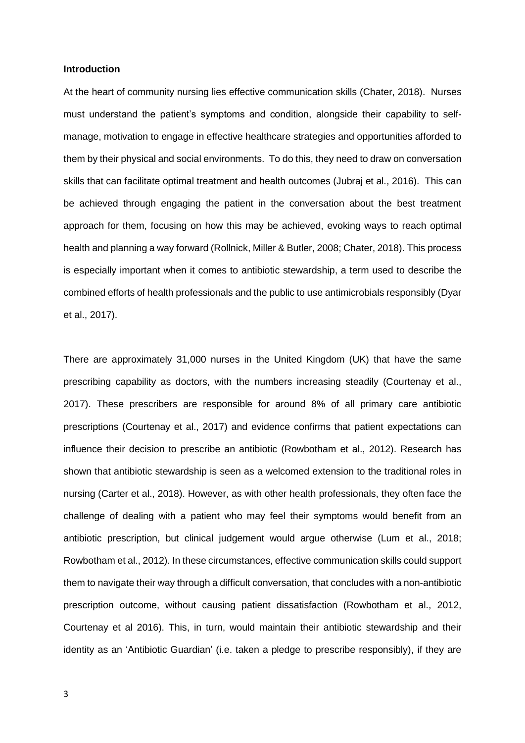**Introduction**

At the heart of community nursing lies effective communication skills (Chater, 2018). Nurses must understand the patient's symptoms and condition, alongside their capability to self-manage, motivation to engage in effective healthcare strategies and opportunities afforded to them by their physical and social environments. To do this, they need to draw on conversation skills that can facilitate optimal treatment and health outcomes (Jubraj et al., 2016). This can be achieved through engaging the patient in the conversation about the best treatment approach for them, focusing on how this may be achieved, evoking ways to reach optimal health and planning a way forward (Rollnick, Miller & Butler, 2008; Chater, 2018). This process is especially important when it comes to antibiotic stewardship, a term used to describe the combined efforts of health professionals and the public to use antimicrobials responsibly (Dyar et al., 2017).

There are approximately 31,000 nurses in the United Kingdom (UK) that have the same prescribing capability as doctors, with the numbers increasing steadily (Courtenay et al., 2017). These prescribers are responsible for around 8% of all primary care antibiotic prescriptions (Courtenay et al., 2017) and evidence confirms that patient expectations can influence their decision to prescribe an antibiotic (Rowbotham et al., 2012). Research has shown that antibiotic stewardship is seen as a welcomed extension to the traditional roles in nursing (Carter et al., 2018). However, as with other health professionals, they often face the challenge of dealing with a patient who may feel their symptoms would benefit from an antibiotic prescription, but clinical judgement would argue otherwise (Lum et al., 2018; Rowbotham et al., 2012). In these circumstances, effective communication skills could support them to navigate their way through a difficult conversation, that concludes with a non-antibiotic prescription outcome, without causing patient dissatisfaction (Rowbotham et al., 2012, Courtenay et al 2016). This, in turn, would maintain their antibiotic stewardship and their identity as an 'Antibiotic Guardian' (i.e. taken a pledge to prescribe responsibly), if they are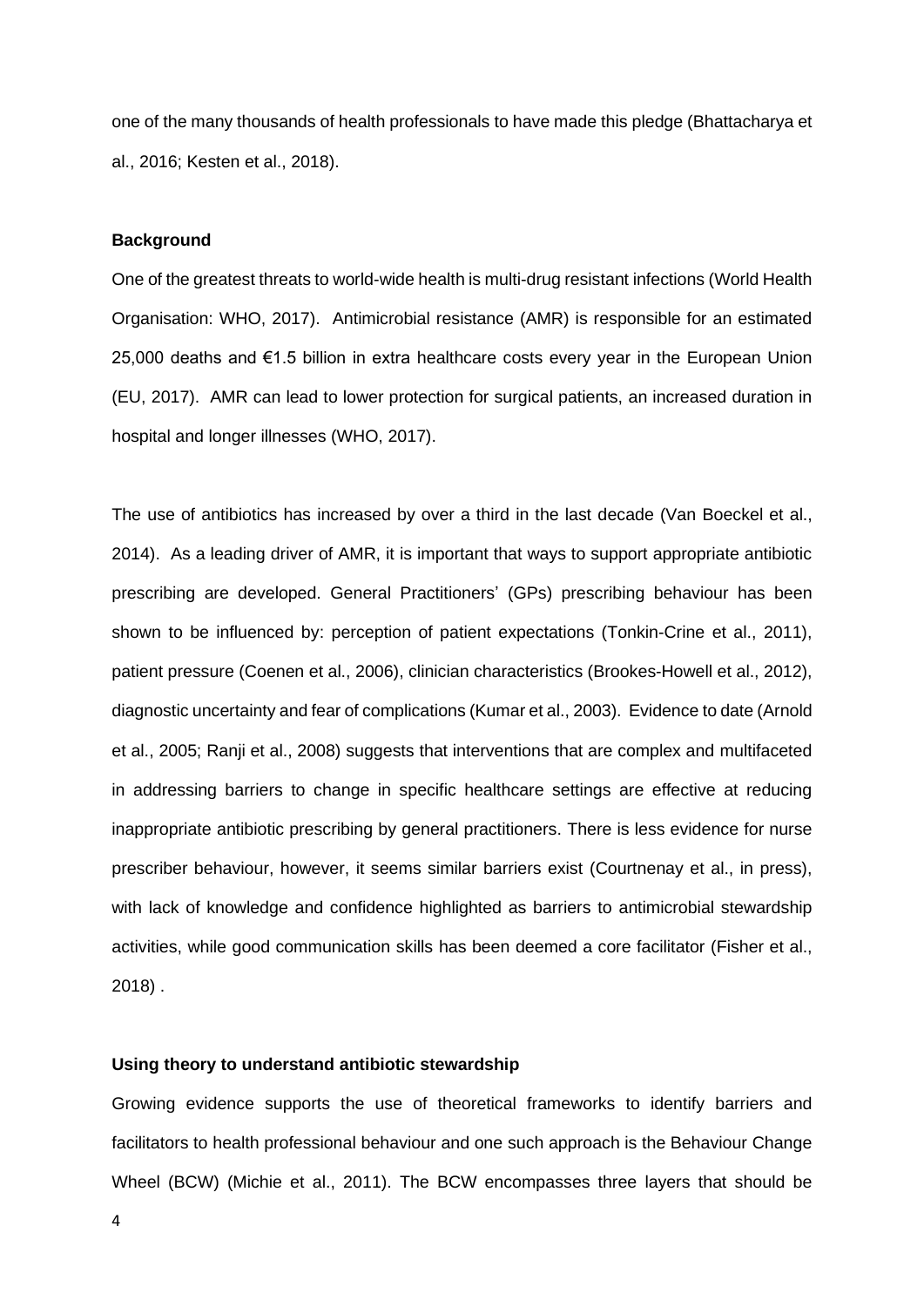one of the many thousands of health professionals to have made this pledge (Bhattacharya et al., 2016; Kesten et al., 2018).

**Background**

One of the greatest threats to world-wide health is multi-drug resistant infections (World Health Organisation: WHO, 2017). Antimicrobial resistance (AMR) is responsible for an estimated 25,000 deaths and €1.5 billion in extra healthcare costs every year in the European Union (EU, 2017). AMR can lead to lower protection for surgical patients, an increased duration in hospital and longer illnesses (WHO, 2017).

The use of antibiotics has increased by over a third in the last decade (Van Boeckel et al., 2014). As a leading driver of AMR, it is important that ways to support appropriate antibiotic prescribing are developed. General Practitioners' (GPs) prescribing behaviour has been shown to be influenced by: perception of patient expectations (Tonkin-Crine et al., 2011), patient pressure (Coenen et al., 2006), clinician characteristics (Brookes-Howell et al., 2012), diagnostic uncertainty and fear of complications (Kumar et al., 2003). Evidence to date (Arnold et al., 2005; Ranji et al., 2008) suggests that interventions that are complex and multifaceted in addressing barriers to change in specific healthcare settings are effective at reducing inappropriate antibiotic prescribing by general practitioners. There is less evidence for nurse prescriber behaviour, however, it seems similar barriers exist (Courtnenay et al., in press), with lack of knowledge and confidence highlighted as barriers to antimicrobial stewardship activities, while good communication skills has been deemed a core facilitator (Fisher et al., 2018) .

**Using theory to understand antibiotic stewardship**

Growing evidence supports the use of theoretical frameworks to identify barriers and facilitators to health professional behaviour and one such approach is the Behaviour Change Wheel (BCW) (Michie et al., 2011). The BCW encompasses three layers that should be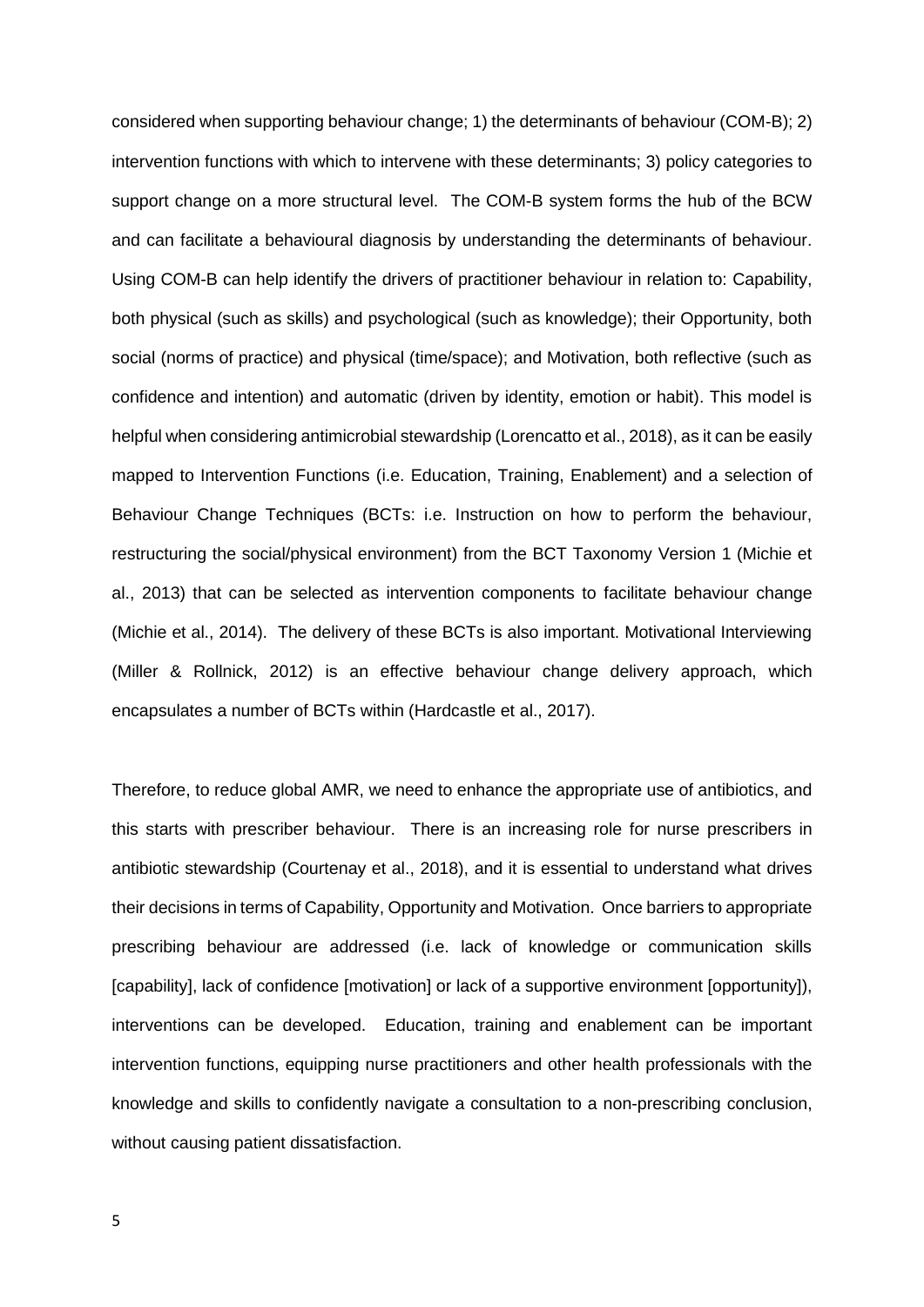considered when supporting behaviour change; 1) the determinants of behaviour (COM-B); 2) intervention functions with which to intervene with these determinants; 3) policy categories to support change on a more structural level. The COM-B system forms the hub of the BCW and can facilitate a behavioural diagnosis by understanding the determinants of behaviour. Using COM-B can help identify the drivers of practitioner behaviour in relation to: Capability, both physical (such as skills) and psychological (such as knowledge); their Opportunity, both social (norms of practice) and physical (time/space); and Motivation, both reflective (such as confidence and intention) and automatic (driven by identity, emotion or habit). This model is helpful when considering antimicrobial stewardship (Lorencatto et al., 2018), as it can be easily mapped to Intervention Functions (i.e. Education, Training, Enablement) and a selection of Behaviour Change Techniques (BCTs: i.e. Instruction on how to perform the behaviour, restructuring the social/physical environment) from the BCT Taxonomy Version 1 (Michie et al., 2013) that can be selected as intervention components to facilitate behaviour change (Michie et al., 2014). The delivery of these BCTs is also important. Motivational Interviewing (Miller & Rollnick, 2012) is an effective behaviour change delivery approach, which encapsulates a number of BCTs within (Hardcastle et al., 2017).

Therefore, to reduce global AMR, we need to enhance the appropriate use of antibiotics, and this starts with prescriber behaviour. There is an increasing role for nurse prescribers in antibiotic stewardship (Courtenay et al., 2018), and it is essential to understand what drives their decisions in terms of Capability, Opportunity and Motivation. Once barriers to appropriate prescribing behaviour are addressed (i.e. lack of knowledge or communication skills [capability], lack of confidence [motivation] or lack of a supportive environment [opportunity]), interventions can be developed. Education, training and enablement can be important intervention functions, equipping nurse practitioners and other health professionals with the knowledge and skills to confidently navigate a consultation to a non-prescribing conclusion, without causing patient dissatisfaction.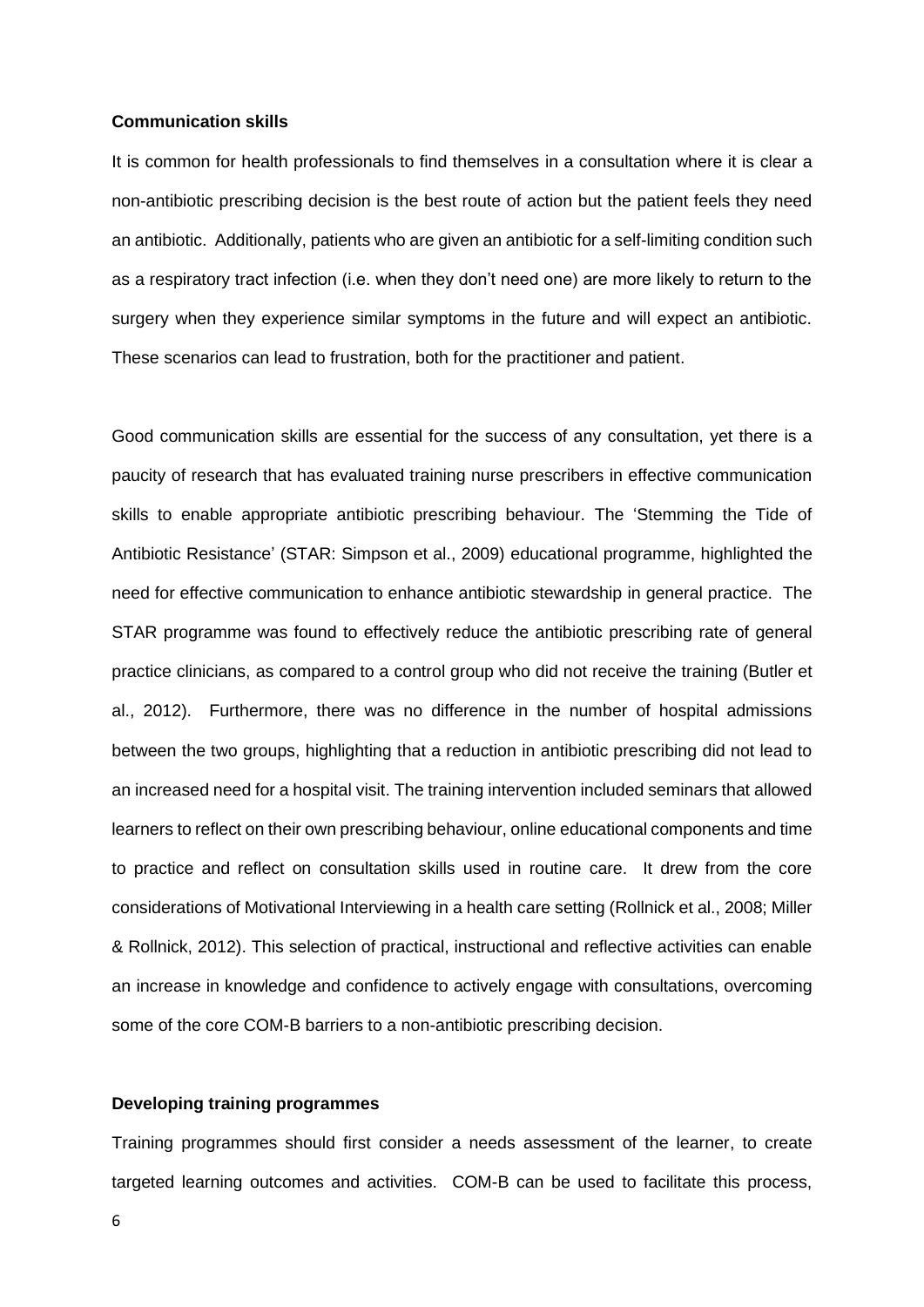**Communication skills**

It is common for health professionals to find themselves in a consultation where it is clear a non-antibiotic prescribing decision is the best route of action but the patient feels they need an antibiotic. Additionally, patients who are given an antibiotic for a self-limiting condition such as a respiratory tract infection (i.e. when they don't need one) are more likely to return to the surgery when they experience similar symptoms in the future and will expect an antibiotic. These scenarios can lead to frustration, both for the practitioner and patient.

Good communication skills are essential for the success of any consultation, yet there is a paucity of research that has evaluated training nurse prescribers in effective communication skills to enable appropriate antibiotic prescribing behaviour. The 'Stemming the Tide of Antibiotic Resistance' (STAR: Simpson et al., 2009) educational programme, highlighted the need for effective communication to enhance antibiotic stewardship in general practice. The STAR programme was found to effectively reduce the antibiotic prescribing rate of general practice clinicians, as compared to a control group who did not receive the training (Butler et al., 2012). Furthermore, there was no difference in the number of hospital admissions between the two groups, highlighting that a reduction in antibiotic prescribing did not lead to an increased need for a hospital visit. The training intervention included seminars that allowed learners to reflect on their own prescribing behaviour, online educational components and time to practice and reflect on consultation skills used in routine care. It drew from the core considerations of Motivational Interviewing in a health care setting (Rollnick et al., 2008; Miller & Rollnick, 2012). This selection of practical, instructional and reflective activities can enable an increase in knowledge and confidence to actively engage with consultations, overcoming some of the core COM-B barriers to a non-antibiotic prescribing decision.

**Developing training programmes**

Training programmes should first consider a needs assessment of the learner, to create targeted learning outcomes and activities. COM-B can be used to facilitate this process,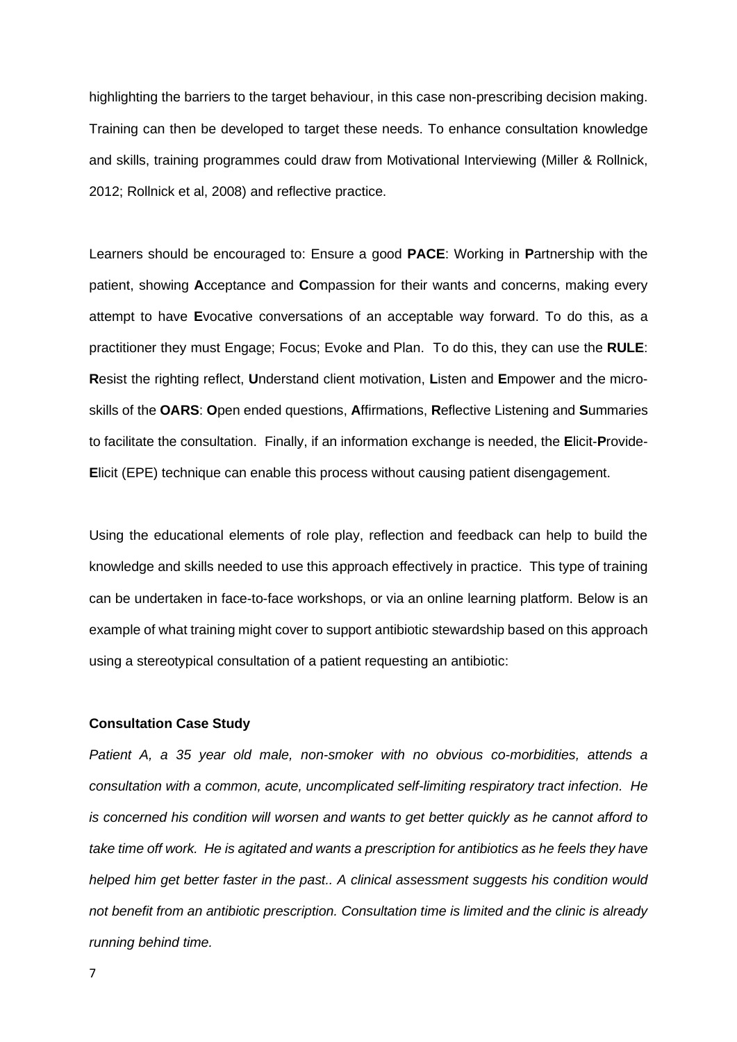highlighting the barriers to the target behaviour, in this case non-prescribing decision making. Training can then be developed to target these needs. To enhance consultation knowledge and skills, training programmes could draw from Motivational Interviewing (Miller & Rollnick, 2012; Rollnick et al, 2008) and reflective practice.

Learners should be encouraged to: Ensure a good **PACE**: Working in **P**artnership with the patient, showing **A**cceptance and **C**ompassion for their wants and concerns, making every attempt to have **E**vocative conversations of an acceptable way forward. To do this, as a practitioner they must Engage; Focus; Evoke and Plan. To do this, they can use the **RULE**: **R**esist the righting reflect, **U**nderstand client motivation, **L**isten and **E**mpower and the micro-skills of the **OARS**: **O**pen ended questions, **A**ffirmations, **R**eflective Listening and **S**ummaries to facilitate the consultation. Finally, if an information exchange is needed, the **E**licit-**P**rovide-**E**licit (EPE) technique can enable this process without causing patient disengagement.

Using the educational elements of role play, reflection and feedback can help to build the knowledge and skills needed to use this approach effectively in practice. This type of training can be undertaken in face-to-face workshops, or via an online learning platform. Below is an example of what training might cover to support antibiotic stewardship based on this approach using a stereotypical consultation of a patient requesting an antibiotic:

**Consultation Case Study**

*Patient A, a 35 year old male, non-smoker with no obvious co-morbidities, attends a consultation with a common, acute, uncomplicated self-limiting respiratory tract infection. He is concerned his condition will worsen and wants to get better quickly as he cannot afford to take time off work. He is agitated and wants a prescription for antibiotics as he feels they have helped him get better faster in the past.. A clinical assessment suggests his condition would not benefit from an antibiotic prescription. Consultation time is limited and the clinic is already running behind time.*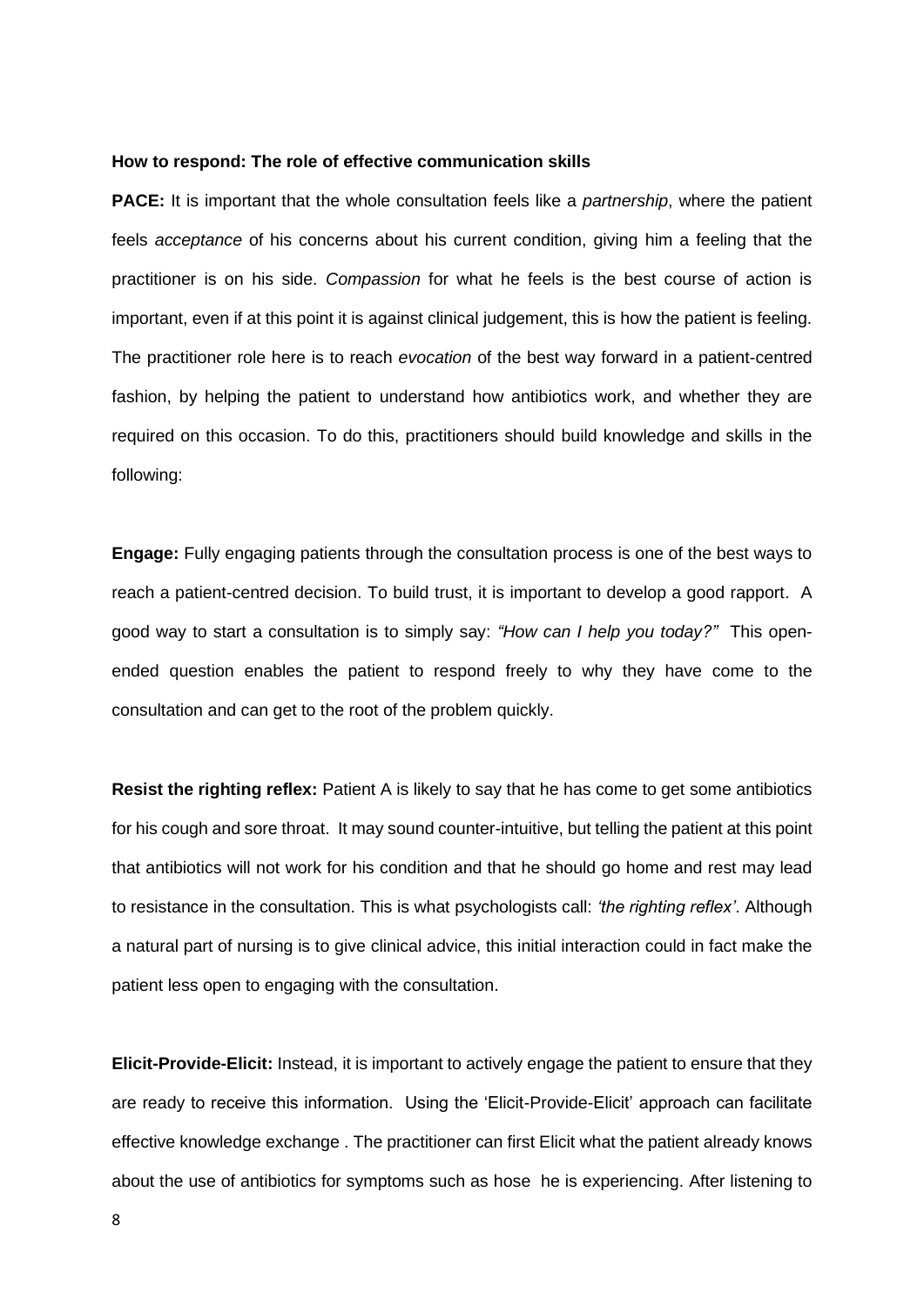**How to respond: The role of effective communication skills**

**PACE:** It is important that the whole consultation feels like a *partnership*, where the patient feels *acceptance* of his concerns about his current condition, giving him a feeling that the practitioner is on his side. *Compassion* for what he feels is the best course of action is important, even if at this point it is against clinical judgement, this is how the patient is feeling. The practitioner role here is to reach *evocation* of the best way forward in a patient-centred fashion, by helping the patient to understand how antibiotics work, and whether they are required on this occasion. To do this, practitioners should build knowledge and skills in the following:

**Engage:** Fully engaging patients through the consultation process is one of the best ways to reach a patient-centred decision. To build trust, it is important to develop a good rapport. A good way to start a consultation is to simply say: *"How can I help you today?"* This open-ended question enables the patient to respond freely to why they have come to the consultation and can get to the root of the problem quickly.

**Resist the righting reflex:** Patient A is likely to say that he has come to get some antibiotics for his cough and sore throat. It may sound counter-intuitive, but telling the patient at this point that antibiotics will not work for his condition and that he should go home and rest may lead to resistance in the consultation. This is what psychologists call: *'the righting reflex'*. Although a natural part of nursing is to give clinical advice, this initial interaction could in fact make the patient less open to engaging with the consultation.

**Elicit-Provide-Elicit:** Instead, it is important to actively engage the patient to ensure that they are ready to receive this information. Using the 'Elicit-Provide-Elicit' approach can facilitate effective knowledge exchange . The practitioner can first Elicit what the patient already knows about the use of antibiotics for symptoms such as hose he is experiencing. After listening to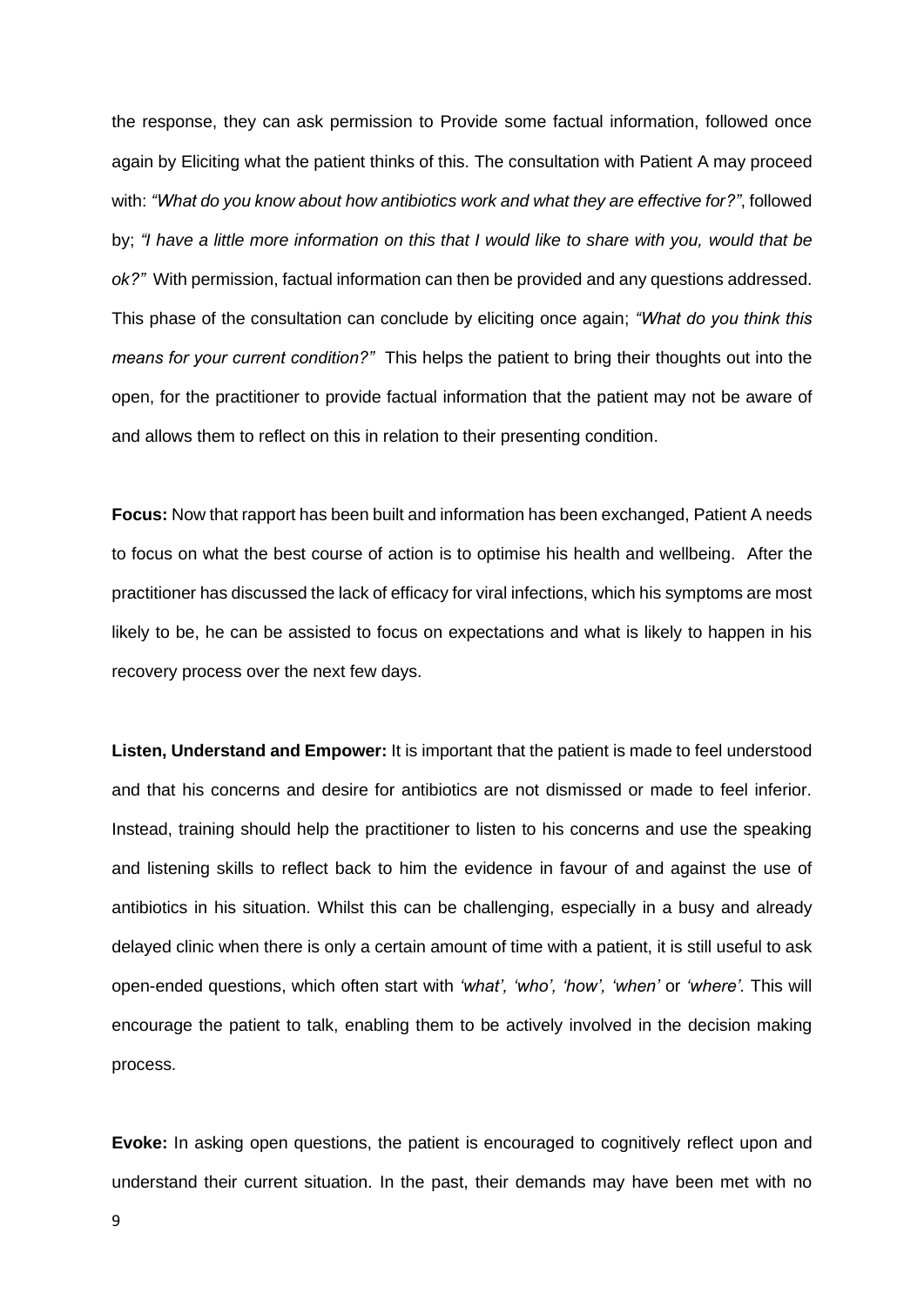the response, they can ask permission to Provide some factual information, followed once again by Eliciting what the patient thinks of this. The consultation with Patient A may proceed with: *"What do you know about how antibiotics work and what they are effective for?"*, followed by; *"I have a little more information on this that I would like to share with you, would that be ok?"* With permission, factual information can then be provided and any questions addressed. This phase of the consultation can conclude by eliciting once again; *"What do you think this means for your current condition?"* This helps the patient to bring their thoughts out into the open, for the practitioner to provide factual information that the patient may not be aware of and allows them to reflect on this in relation to their presenting condition.

**Focus:** Now that rapport has been built and information has been exchanged, Patient A needs to focus on what the best course of action is to optimise his health and wellbeing. After the practitioner has discussed the lack of efficacy for viral infections, which his symptoms are most likely to be, he can be assisted to focus on expectations and what is likely to happen in his recovery process over the next few days.

**Listen, Understand and Empower:** It is important that the patient is made to feel understood and that his concerns and desire for antibiotics are not dismissed or made to feel inferior. Instead, training should help the practitioner to listen to his concerns and use the speaking and listening skills to reflect back to him the evidence in favour of and against the use of antibiotics in his situation. Whilst this can be challenging, especially in a busy and already delayed clinic when there is only a certain amount of time with a patient, it is still useful to ask open-ended questions, which often start with *'what', 'who', 'how', 'when'* or *'where'*. This will encourage the patient to talk, enabling them to be actively involved in the decision making process.

**Evoke:** In asking open questions, the patient is encouraged to cognitively reflect upon and understand their current situation. In the past, their demands may have been met with no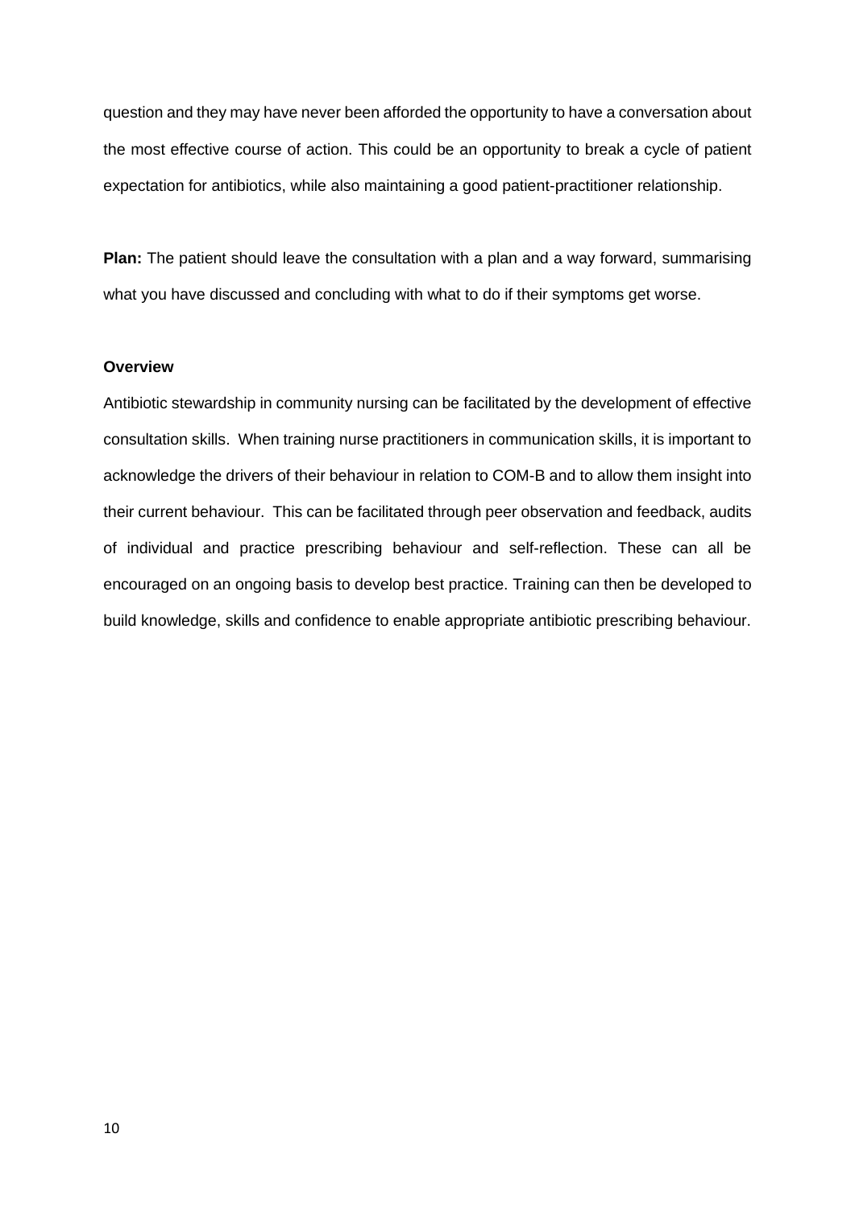question and they may have never been afforded the opportunity to have a conversation about the most effective course of action. This could be an opportunity to break a cycle of patient expectation for antibiotics, while also maintaining a good patient-practitioner relationship.

**Plan:** The patient should leave the consultation with a plan and a way forward, summarising what you have discussed and concluding with what to do if their symptoms get worse.

**Overview**

Antibiotic stewardship in community nursing can be facilitated by the development of effective consultation skills. When training nurse practitioners in communication skills, it is important to acknowledge the drivers of their behaviour in relation to COM-B and to allow them insight into their current behaviour. This can be facilitated through peer observation and feedback, audits of individual and practice prescribing behaviour and self-reflection. These can all be encouraged on an ongoing basis to develop best practice. Training can then be developed to build knowledge, skills and confidence to enable appropriate antibiotic prescribing behaviour.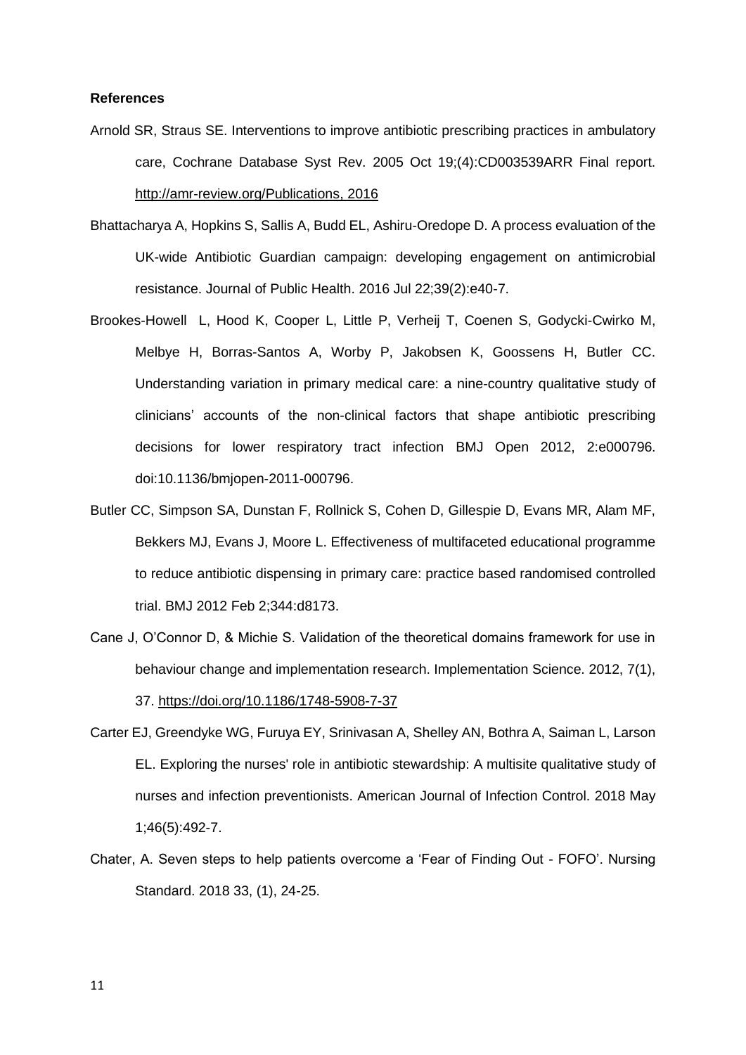**References**

Arnold SR, Straus SE. Interventions to improve antibiotic prescribing practices in ambulatory care, Cochrane Database Syst Rev. 2005 Oct 19;(4):CD003539ARR Final report. http://amr-review.org/Publications, 2016

Bhattacharya A, Hopkins S, Sallis A, Budd EL, Ashiru-Oredope D. A process evaluation of the UK-wide Antibiotic Guardian campaign: developing engagement on antimicrobial resistance. Journal of Public Health. 2016 Jul 22;39(2):e40-7.

Brookes-Howell L, Hood K, Cooper L, Little P, Verheij T, Coenen S, Godycki-Cwirko M, Melbye H, Borras-Santos A, Worby P, Jakobsen K, Goossens H, Butler CC. Understanding variation in primary medical care: a nine-country qualitative study of clinicians' accounts of the non-clinical factors that shape antibiotic prescribing decisions for lower respiratory tract infection BMJ Open 2012, 2:e000796. doi:10.1136/bmjopen-2011-000796.

Butler CC, Simpson SA, Dunstan F, Rollnick S, Cohen D, Gillespie D, Evans MR, Alam MF, Bekkers MJ, Evans J, Moore L. Effectiveness of multifaceted educational programme to reduce antibiotic dispensing in primary care: practice based randomised controlled trial. BMJ 2012 Feb 2;344:d8173.

Cane J, O'Connor D, & Michie S. Validation of the theoretical domains framework for use in behaviour change and implementation research. Implementation Science. 2012, 7(1), 37. https://doi.org/10.1186/1748-5908-7-37

Carter EJ, Greendyke WG, Furuya EY, Srinivasan A, Shelley AN, Bothra A, Saiman L, Larson EL. Exploring the nurses' role in antibiotic stewardship: A multisite qualitative study of nurses and infection preventionists. American Journal of Infection Control. 2018 May 1;46(5):492-7.

Chater, A. Seven steps to help patients overcome a 'Fear of Finding Out - FOFO'. Nursing Standard. 2018 33, (1), 24-25.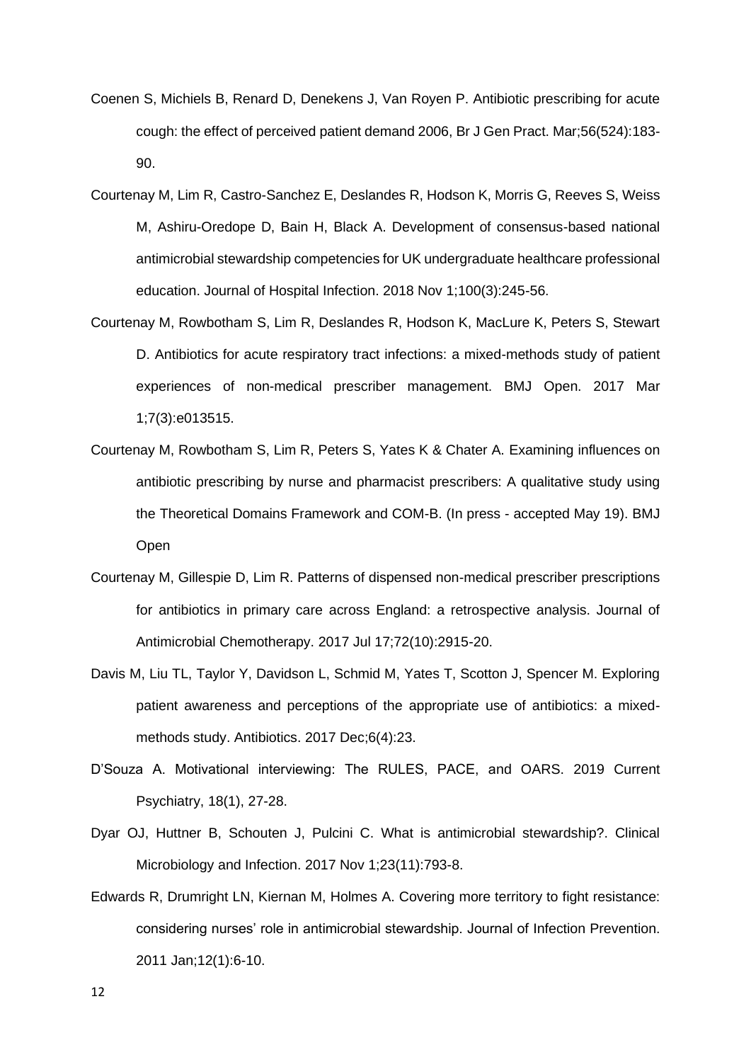Coenen S, Michiels B, Renard D, Denekens J, Van Royen P. Antibiotic prescribing for acute cough: the effect of perceived patient demand 2006, Br J Gen Pract. Mar;56(524):183-90.

Courtenay M, Lim R, Castro-Sanchez E, Deslandes R, Hodson K, Morris G, Reeves S, Weiss M, Ashiru-Oredope D, Bain H, Black A. Development of consensus-based national antimicrobial stewardship competencies for UK undergraduate healthcare professional education. Journal of Hospital Infection. 2018 Nov 1;100(3):245-56.

Courtenay M, Rowbotham S, Lim R, Deslandes R, Hodson K, MacLure K, Peters S, Stewart D. Antibiotics for acute respiratory tract infections: a mixed-methods study of patient experiences of non-medical prescriber management. BMJ Open. 2017 Mar 1;7(3):e013515.

Courtenay M, Rowbotham S, Lim R, Peters S, Yates K & Chater A. Examining influences on antibiotic prescribing by nurse and pharmacist prescribers: A qualitative study using the Theoretical Domains Framework and COM-B. (In press - accepted May 19). BMJ Open

Courtenay M, Gillespie D, Lim R. Patterns of dispensed non-medical prescriber prescriptions for antibiotics in primary care across England: a retrospective analysis. Journal of Antimicrobial Chemotherapy. 2017 Jul 17;72(10):2915-20.

Davis M, Liu TL, Taylor Y, Davidson L, Schmid M, Yates T, Scotton J, Spencer M. Exploring patient awareness and perceptions of the appropriate use of antibiotics: a mixed-methods study. Antibiotics. 2017 Dec;6(4):23.

D'Souza A. Motivational interviewing: The RULES, PACE, and OARS. 2019 Current Psychiatry, 18(1), 27-28.

Dyar OJ, Huttner B, Schouten J, Pulcini C. What is antimicrobial stewardship?. Clinical Microbiology and Infection. 2017 Nov 1;23(11):793-8.

Edwards R, Drumright LN, Kiernan M, Holmes A. Covering more territory to fight resistance: considering nurses' role in antimicrobial stewardship. Journal of Infection Prevention. 2011 Jan;12(1):6-10.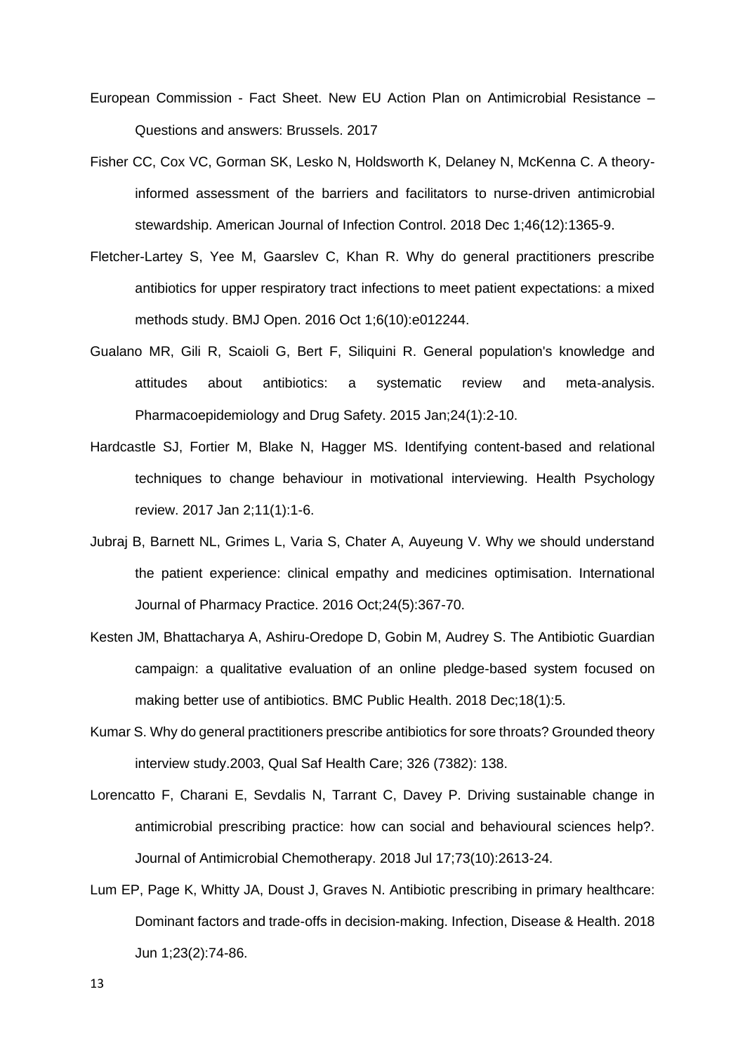European Commission - Fact Sheet. New EU Action Plan on Antimicrobial Resistance – Questions and answers: Brussels. 2017

Fisher CC, Cox VC, Gorman SK, Lesko N, Holdsworth K, Delaney N, McKenna C. A theory-informed assessment of the barriers and facilitators to nurse-driven antimicrobial stewardship. American Journal of Infection Control. 2018 Dec 1;46(12):1365-9.

Fletcher-Lartey S, Yee M, Gaarslev C, Khan R. Why do general practitioners prescribe antibiotics for upper respiratory tract infections to meet patient expectations: a mixed methods study. BMJ Open. 2016 Oct 1;6(10):e012244.

Gualano MR, Gili R, Scaioli G, Bert F, Siliquini R. General population's knowledge and attitudes about antibiotics: a systematic review and meta-analysis. Pharmacoepidemiology and Drug Safety. 2015 Jan;24(1):2-10.

Hardcastle SJ, Fortier M, Blake N, Hagger MS. Identifying content-based and relational techniques to change behaviour in motivational interviewing. Health Psychology review. 2017 Jan 2;11(1):1-6.

Jubraj B, Barnett NL, Grimes L, Varia S, Chater A, Auyeung V. Why we should understand the patient experience: clinical empathy and medicines optimisation. International Journal of Pharmacy Practice. 2016 Oct;24(5):367-70.

Kesten JM, Bhattacharya A, Ashiru-Oredope D, Gobin M, Audrey S. The Antibiotic Guardian campaign: a qualitative evaluation of an online pledge-based system focused on making better use of antibiotics. BMC Public Health. 2018 Dec;18(1):5.

Kumar S. Why do general practitioners prescribe antibiotics for sore throats? Grounded theory interview study.2003, Qual Saf Health Care; 326 (7382): 138.

Lorencatto F, Charani E, Sevdalis N, Tarrant C, Davey P. Driving sustainable change in antimicrobial prescribing practice: how can social and behavioural sciences help?. Journal of Antimicrobial Chemotherapy. 2018 Jul 17;73(10):2613-24.

Lum EP, Page K, Whitty JA, Doust J, Graves N. Antibiotic prescribing in primary healthcare: Dominant factors and trade-offs in decision-making. Infection, Disease & Health. 2018 Jun 1;23(2):74-86.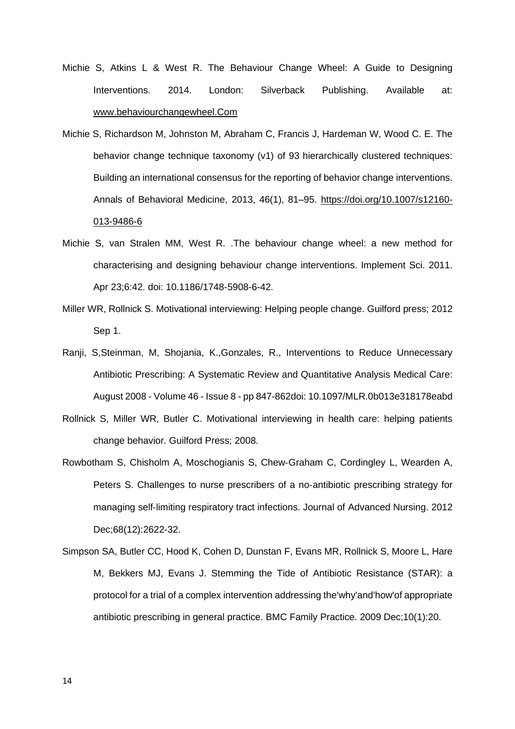Michie S, Atkins L & West R. The Behaviour Change Wheel: A Guide to Designing Interventions. 2014. London: Silverback Publishing. Available at: www.behaviourchangewheel.Com

Michie S, Richardson M, Johnston M, Abraham C, Francis J, Hardeman W, Wood C. E. The behavior change technique taxonomy (v1) of 93 hierarchically clustered techniques: Building an international consensus for the reporting of behavior change interventions. Annals of Behavioral Medicine, 2013, 46(1), 81–95. https://doi.org/10.1007/s12160-013-9486-6

Michie S, van Stralen MM, West R. .The behaviour change wheel: a new method for characterising and designing behaviour change interventions. Implement Sci. 2011. Apr 23;6:42. doi: 10.1186/1748-5908-6-42.

Miller WR, Rollnick S. Motivational interviewing: Helping people change. Guilford press; 2012 Sep 1.

Ranji, S,Steinman, M, Shojania, K.,Gonzales, R., Interventions to Reduce Unnecessary Antibiotic Prescribing: A Systematic Review and Quantitative Analysis Medical Care: August 2008 - Volume 46 - Issue 8 - pp 847-862doi: 10.1097/MLR.0b013e318178eabd

Rollnick S, Miller WR, Butler C. Motivational interviewing in health care: helping patients change behavior. Guilford Press; 2008.

Rowbotham S, Chisholm A, Moschogianis S, Chew‐Graham C, Cordingley L, Wearden A, Peters S. Challenges to nurse prescribers of a no‐antibiotic prescribing strategy for managing self‐limiting respiratory tract infections. Journal of Advanced Nursing. 2012 Dec;68(12):2622-32.

Simpson SA, Butler CC, Hood K, Cohen D, Dunstan F, Evans MR, Rollnick S, Moore L, Hare M, Bekkers MJ, Evans J. Stemming the Tide of Antibiotic Resistance (STAR): a protocol for a trial of a complex intervention addressing the'why'and'how'of appropriate antibiotic prescribing in general practice. BMC Family Practice. 2009 Dec;10(1):20.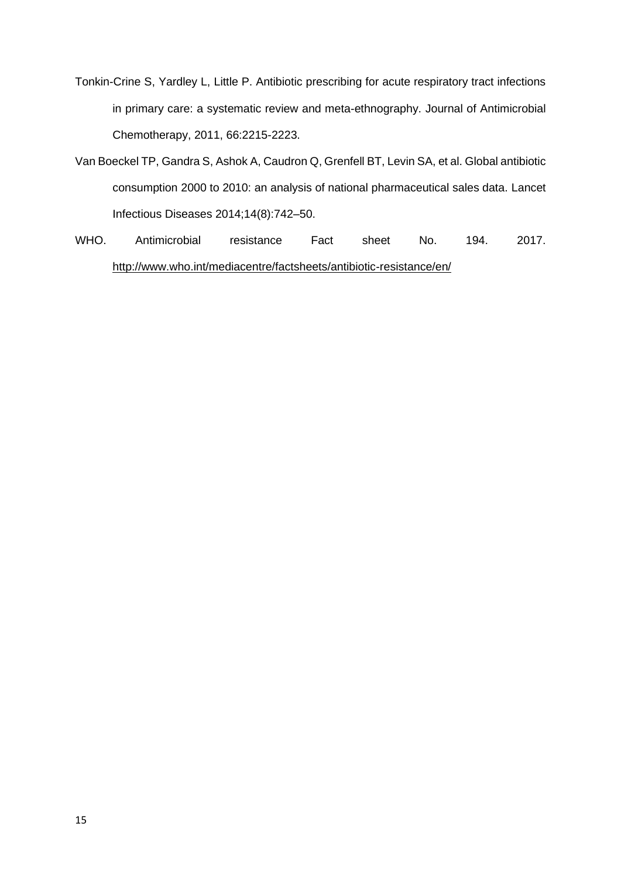Tonkin-Crine S, Yardley L, Little P. Antibiotic prescribing for acute respiratory tract infections in primary care: a systematic review and meta-ethnography. Journal of Antimicrobial Chemotherapy, 2011, 66:2215-2223.

Van Boeckel TP, Gandra S, Ashok A, Caudron Q, Grenfell BT, Levin SA, et al. Global antibiotic consumption 2000 to 2010: an analysis of national pharmaceutical sales data. Lancet Infectious Diseases 2014;14(8):742–50.

WHO. Antimicrobial resistance Fact sheet No. 194. 2017. http://www.who.int/mediacentre/factsheets/antibiotic-resistance/en/